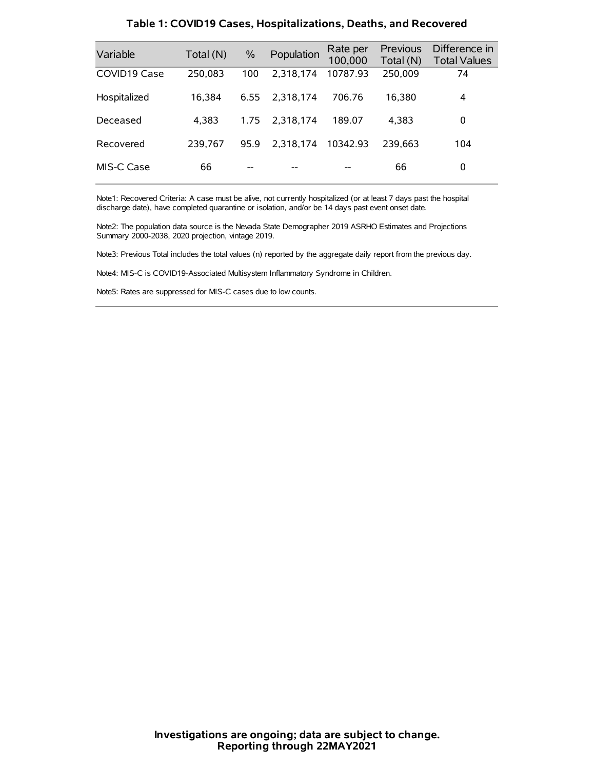### Table 1: COVID19 Cases, Hospitalizations, Deaths, and Recovered

| Variable | Total (N) | % | Population | Rate per 100,000 | Previous Total (N) | Difference in Total Values |
| --- | --- | --- | --- | --- | --- | --- |
| COVID19 Case | 250,083 | 100 | 2,318,174 | 10787.93 | 250,009 | 74 |
| Hospitalized | 16,384 | 6.55 | 2,318,174 | 706.76 | 16,380 | 4 |
| Deceased | 4,383 | 1.75 | 2,318,174 | 189.07 | 4,383 | 0 |
| Recovered | 239,767 | 95.9 | 2,318,174 | 10342.93 | 239,663 | 104 |
| MIS-C Case | 66 | -- | -- | -- | 66 | 0 |

Note1: Recovered Criteria: A case must be alive, not currently hospitalized (or at least 7 days past the hospital discharge date), have completed quarantine or isolation, and/or be 14 days past event onset date.

Note2: The population data source is the Nevada State Demographer 2019 ASRHO Estimates and Projections Summary 2000-2038, 2020 projection, vintage 2019.

Note3: Previous Total includes the total values (n) reported by the aggregate daily report from the previous day.

Note4: MIS-C is COVID19-Associated Multisystem Inflammatory Syndrome in Children.

Note5: Rates are suppressed for MIS-C cases due to low counts.

**Investigations are ongoing; data are subject to change.**
**Reporting through 22MAY2021**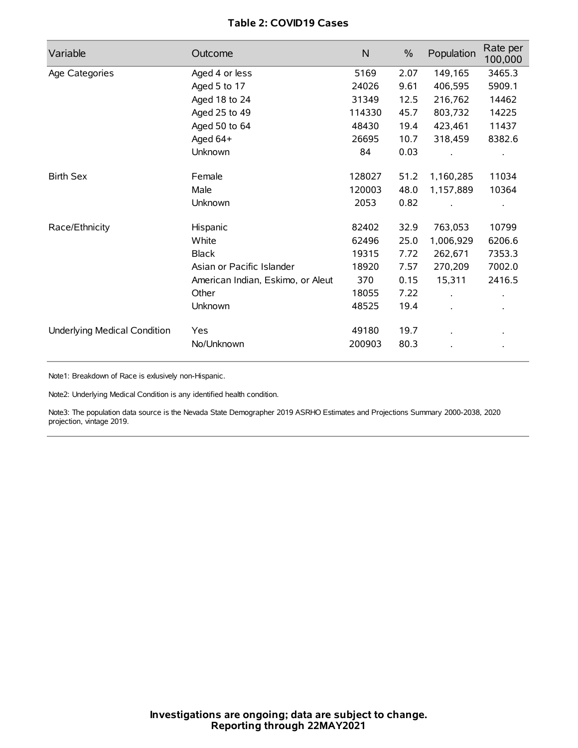**Table 2: COVID19 Cases**

| Variable | Outcome | N | % | Population | Rate per 100,000 |
| --- | --- | --- | --- | --- | --- |
| Age Categories | Aged 4 or less | 5169 | 2.07 | 149,165 | 3465.3 |
| | Aged 5 to 17 | 24026 | 9.61 | 406,595 | 5909.1 |
| | Aged 18 to 24 | 31349 | 12.5 | 216,762 | 14462 |
| | Aged 25 to 49 | 114330 | 45.7 | 803,732 | 14225 |
| | Aged 50 to 64 | 48430 | 19.4 | 423,461 | 11437 |
| | Aged 64+ | 26695 | 10.7 | 318,459 | 8382.6 |
| | Unknown | 84 | 0.03 | . | . |
| Birth Sex | Female | 128027 | 51.2 | 1,160,285 | 11034 |
| | Male | 120003 | 48.0 | 1,157,889 | 10364 |
| | Unknown | 2053 | 0.82 | . | . |
| Race/Ethnicity | Hispanic | 82402 | 32.9 | 763,053 | 10799 |
| | White | 62496 | 25.0 | 1,006,929 | 6206.6 |
| | Black | 19315 | 7.72 | 262,671 | 7353.3 |
| | Asian or Pacific Islander | 18920 | 7.57 | 270,209 | 7002.0 |
| | American Indian, Eskimo, or Aleut | 370 | 0.15 | 15,311 | 2416.5 |
| | Other | 18055 | 7.22 | . | . |
| | Unknown | 48525 | 19.4 | . | . |
| Underlying Medical Condition | Yes | 49180 | 19.7 | . | . |
| | No/Unknown | 200903 | 80.3 | . | . |

Note1: Breakdown of Race is exlusively non-Hispanic.

Note2: Underlying Medical Condition is any identified health condition.

Note3: The population data source is the Nevada State Demographer 2019 ASRHO Estimates and Projections Summary 2000-2038, 2020 projection, vintage 2019.

**Investigations are ongoing; data are subject to change.**
**Reporting through 22MAY2021**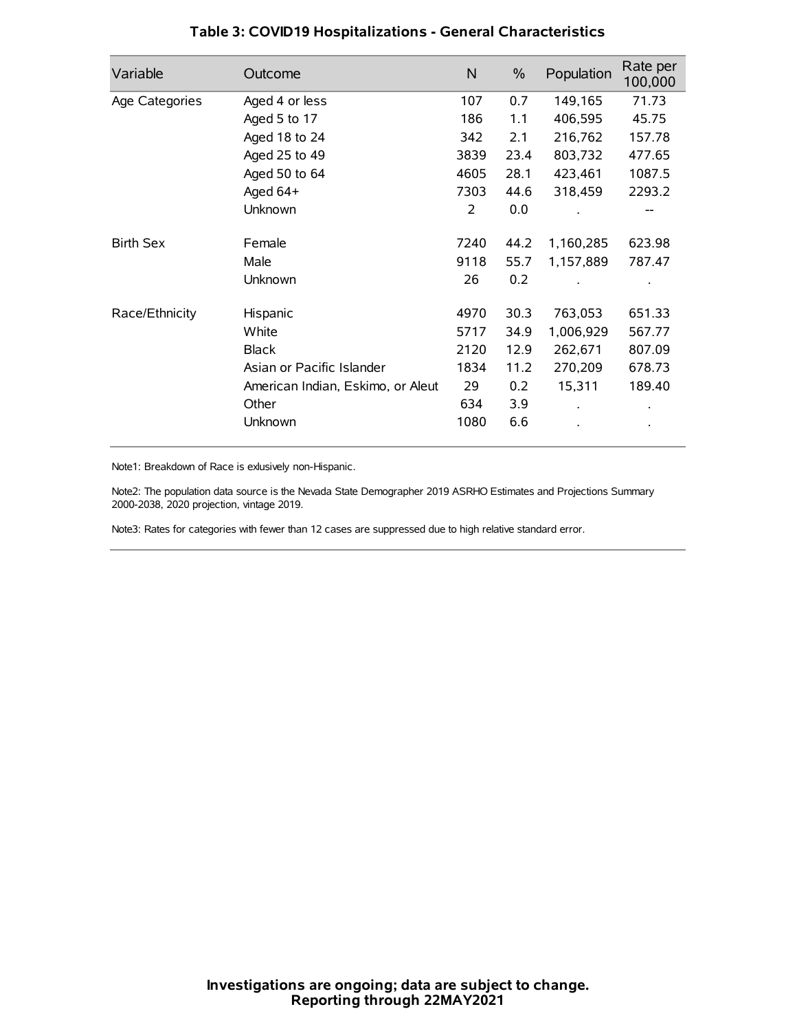## Table 3: COVID19 Hospitalizations - General Characteristics

| Variable | Outcome | N | % | Population | Rate per 100,000 |
|---|---|---|---|---|---|
| Age Categories | Aged 4 or less | 107 | 0.7 | 149,165 | 71.73 |
| | Aged 5 to 17 | 186 | 1.1 | 406,595 | 45.75 |
| | Aged 18 to 24 | 342 | 2.1 | 216,762 | 157.78 |
| | Aged 25 to 49 | 3839 | 23.4 | 803,732 | 477.65 |
| | Aged 50 to 64 | 4605 | 28.1 | 423,461 | 1087.5 |
| | Aged 64+ | 7303 | 44.6 | 318,459 | 2293.2 |
| | Unknown | 2 | 0.0 | . | -- |
| Birth Sex | Female | 7240 | 44.2 | 1,160,285 | 623.98 |
| | Male | 9118 | 55.7 | 1,157,889 | 787.47 |
| | Unknown | 26 | 0.2 | . | . |
| Race/Ethnicity | Hispanic | 4970 | 30.3 | 763,053 | 651.33 |
| | White | 5717 | 34.9 | 1,006,929 | 567.77 |
| | Black | 2120 | 12.9 | 262,671 | 807.09 |
| | Asian or Pacific Islander | 1834 | 11.2 | 270,209 | 678.73 |
| | American Indian, Eskimo, or Aleut | 29 | 0.2 | 15,311 | 189.40 |
| | Other | 634 | 3.9 | . | . |
| | Unknown | 1080 | 6.6 | . | . |

Note1: Breakdown of Race is exlusively non-Hispanic.

Note2: The population data source is the Nevada State Demographer 2019 ASRHO Estimates and Projections Summary 2000-2038, 2020 projection, vintage 2019.

Note3: Rates for categories with fewer than 12 cases are suppressed due to high relative standard error.

**Investigations are ongoing; data are subject to change.**
**Reporting through 22MAY2021**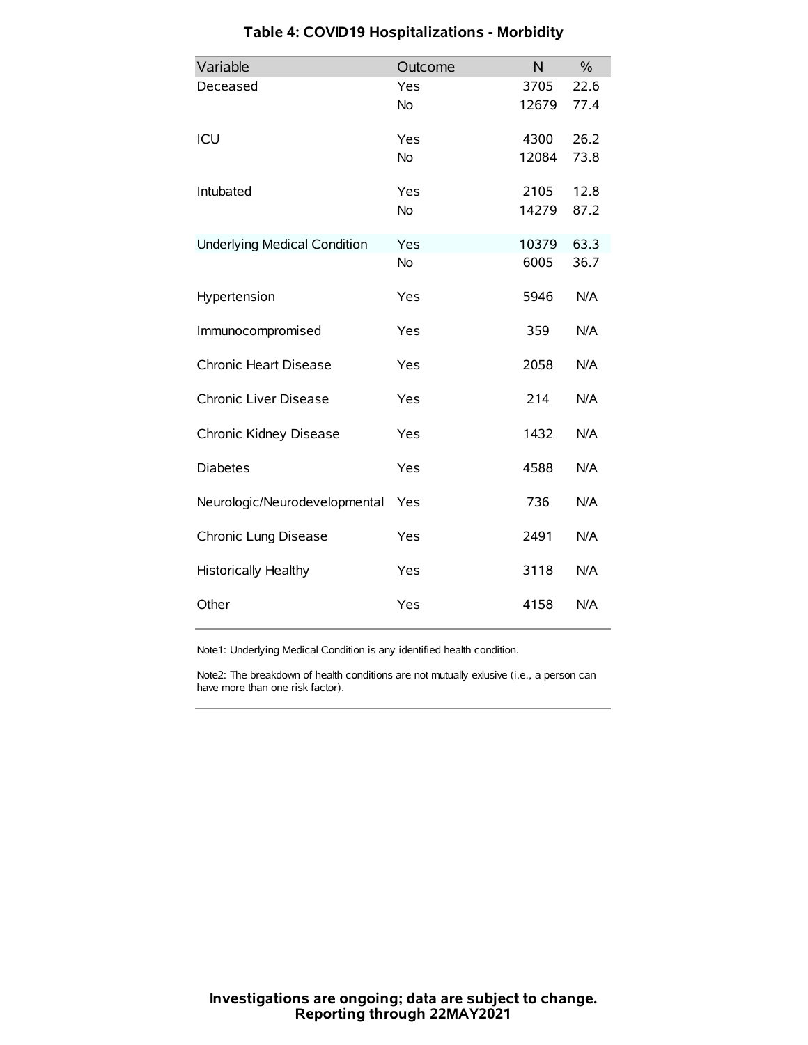# Table 4: COVID19 Hospitalizations - Morbidity

| Variable | Outcome | N | % |
|---|---|---|---|
| Deceased | Yes | 3705 | 22.6 |
| | No | 12679 | 77.4 |
| ICU | Yes | 4300 | 26.2 |
| | No | 12084 | 73.8 |
| Intubated | Yes | 2105 | 12.8 |
| | No | 14279 | 87.2 |
| Underlying Medical Condition | Yes | 10379 | 63.3 |
| | No | 6005 | 36.7 |
| Hypertension | Yes | 5946 | N/A |
| Immunocompromised | Yes | 359 | N/A |
| Chronic Heart Disease | Yes | 2058 | N/A |
| Chronic Liver Disease | Yes | 214 | N/A |
| Chronic Kidney Disease | Yes | 1432 | N/A |
| Diabetes | Yes | 4588 | N/A |
| Neurologic/Neurodevelopmental | Yes | 736 | N/A |
| Chronic Lung Disease | Yes | 2491 | N/A |
| Historically Healthy | Yes | 3118 | N/A |
| Other | Yes | 4158 | N/A |

Note1: Underlying Medical Condition is any identified health condition.

Note2: The breakdown of health conditions are not mutually exlusive (i.e., a person can have more than one risk factor).

**Investigations are ongoing; data are subject to change.**
**Reporting through 22MAY2021**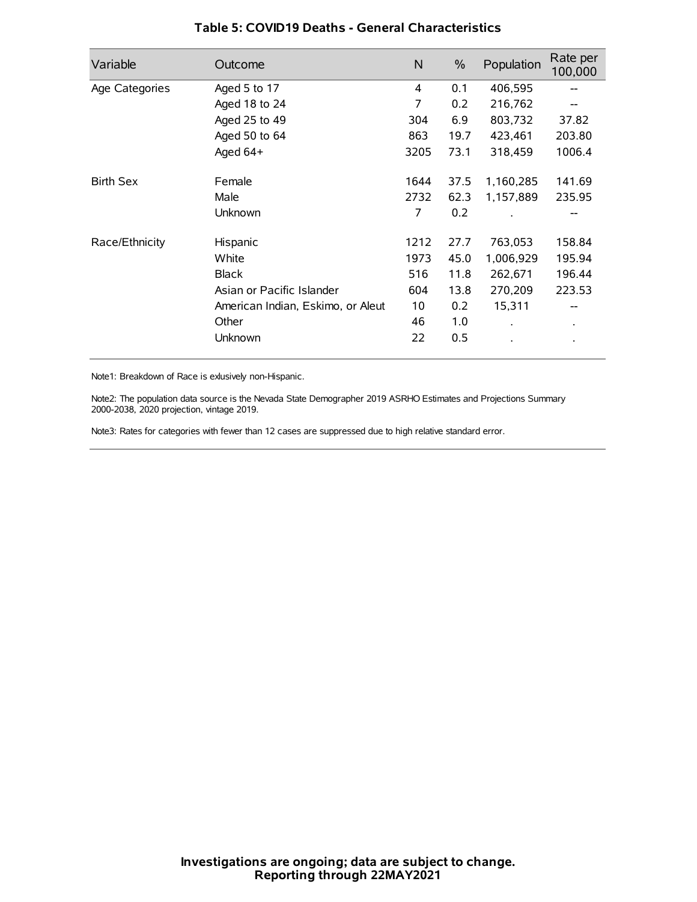## Table 5: COVID19 Deaths - General Characteristics

| Variable | Outcome | N | % | Population | Rate per 100,000 |
|---|---|---|---|---|---|
| Age Categories | Aged 5 to 17 | 4 | 0.1 | 406,595 | -- |
| | Aged 18 to 24 | 7 | 0.2 | 216,762 | -- |
| | Aged 25 to 49 | 304 | 6.9 | 803,732 | 37.82 |
| | Aged 50 to 64 | 863 | 19.7 | 423,461 | 203.80 |
| | Aged 64+ | 3205 | 73.1 | 318,459 | 1006.4 |
| Birth Sex | Female | 1644 | 37.5 | 1,160,285 | 141.69 |
| | Male | 2732 | 62.3 | 1,157,889 | 235.95 |
| | Unknown | 7 | 0.2 | . | -- |
| Race/Ethnicity | Hispanic | 1212 | 27.7 | 763,053 | 158.84 |
| | White | 1973 | 45.0 | 1,006,929 | 195.94 |
| | Black | 516 | 11.8 | 262,671 | 196.44 |
| | Asian or Pacific Islander | 604 | 13.8 | 270,209 | 223.53 |
| | American Indian, Eskimo, or Aleut | 10 | 0.2 | 15,311 | -- |
| | Other | 46 | 1.0 | . | . |
| | Unknown | 22 | 0.5 | . | . |

Note1: Breakdown of Race is exlusively non-Hispanic.

Note2: The population data source is the Nevada State Demographer 2019 ASRHO Estimates and Projections Summary 2000-2038, 2020 projection, vintage 2019.

Note3: Rates for categories with fewer than 12 cases are suppressed due to high relative standard error.

**Investigations are ongoing; data are subject to change.**
**Reporting through 22MAY2021**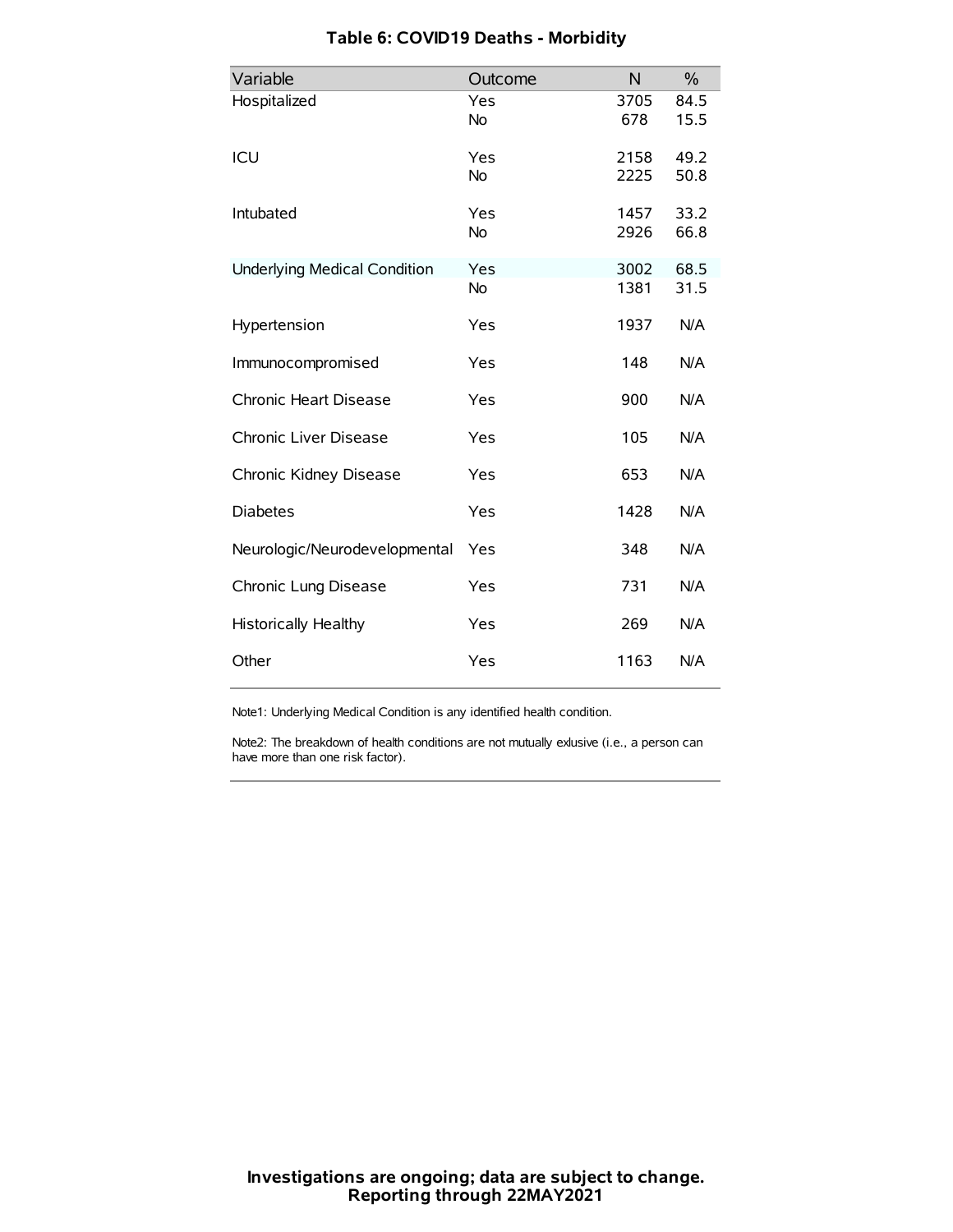## Table 6: COVID19 Deaths - Morbidity

| Variable | Outcome | N | % |
|---|---|---|---|
| Hospitalized | Yes | 3705 | 84.5 |
| | No | 678 | 15.5 |
| ICU | Yes | 2158 | 49.2 |
| | No | 2225 | 50.8 |
| Intubated | Yes | 1457 | 33.2 |
| | No | 2926 | 66.8 |
| Underlying Medical Condition | Yes | 3002 | 68.5 |
| | No | 1381 | 31.5 |
| Hypertension | Yes | 1937 | N/A |
| Immunocompromised | Yes | 148 | N/A |
| Chronic Heart Disease | Yes | 900 | N/A |
| Chronic Liver Disease | Yes | 105 | N/A |
| Chronic Kidney Disease | Yes | 653 | N/A |
| Diabetes | Yes | 1428 | N/A |
| Neurologic/Neurodevelopmental | Yes | 348 | N/A |
| Chronic Lung Disease | Yes | 731 | N/A |
| Historically Healthy | Yes | 269 | N/A |
| Other | Yes | 1163 | N/A |

Note1: Underlying Medical Condition is any identified health condition.

Note2: The breakdown of health conditions are not mutually exlusive (i.e., a person can have more than one risk factor).

**Investigations are ongoing; data are subject to change.**
**Reporting through 22MAY2021**